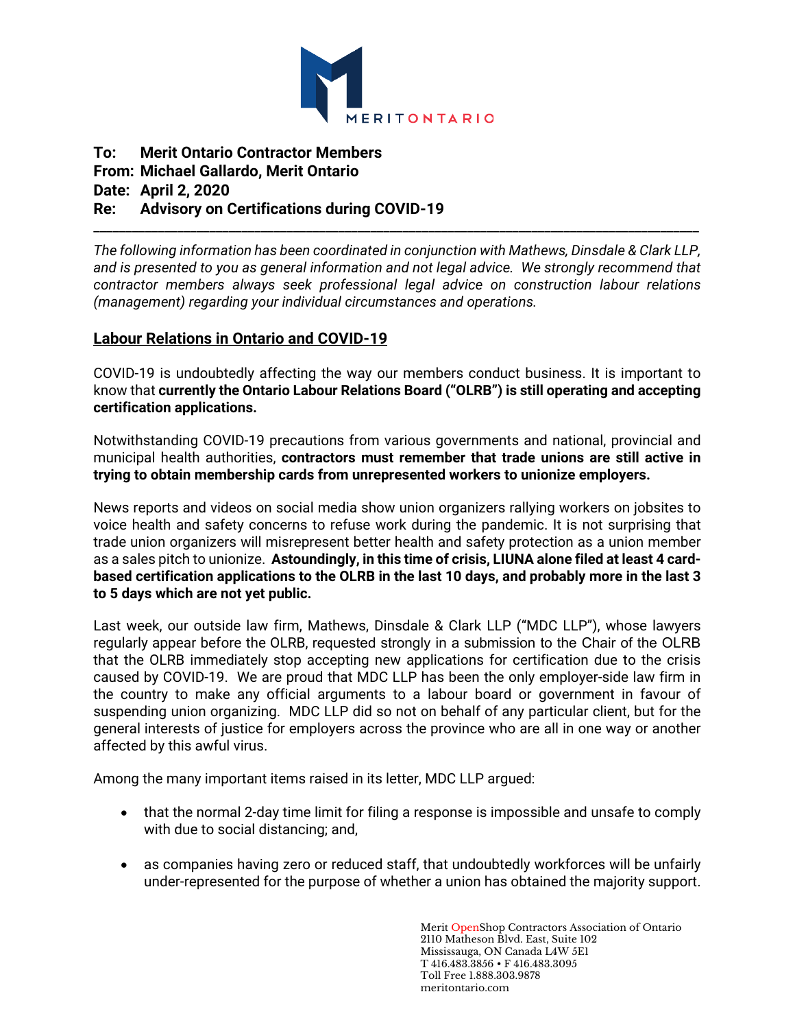**To: Merit Ontario Contractor Members**
**From: Michael Gallardo, Merit Ontario**
**Date: April 2, 2020**
**Re: Advisory on Certifications during COVID-19**

---

*The following information has been coordinated in conjunction with Mathews, Dinsdale & Clark LLP, and is presented to you as general information and not legal advice. We strongly recommend that contractor members always seek professional legal advice on construction labour relations (management) regarding your individual circumstances and operations.*

## Labour Relations in Ontario and COVID-19

COVID-19 is undoubtedly affecting the way our members conduct business. It is important to know that **currently the Ontario Labour Relations Board ("OLRB") is still operating and accepting certification applications.**

Notwithstanding COVID-19 precautions from various governments and national, provincial and municipal health authorities, **contractors must remember that trade unions are still active in trying to obtain membership cards from unrepresented workers to unionize employers.**

News reports and videos on social media show union organizers rallying workers on jobsites to voice health and safety concerns to refuse work during the pandemic. It is not surprising that trade union organizers will misrepresent better health and safety protection as a union member as a sales pitch to unionize. **Astoundingly, in this time of crisis, LIUNA alone filed at least 4 card-based certification applications to the OLRB in the last 10 days, and probably more in the last 3 to 5 days which are not yet public.**

Last week, our outside law firm, Mathews, Dinsdale & Clark LLP ("MDC LLP"), whose lawyers regularly appear before the OLRB, requested strongly in a submission to the Chair of the OLRB that the OLRB immediately stop accepting new applications for certification due to the crisis caused by COVID-19. We are proud that MDC LLP has been the only employer-side law firm in the country to make any official arguments to a labour board or government in favour of suspending union organizing. MDC LLP did so not on behalf of any particular client, but for the general interests of justice for employers across the province who are all in one way or another affected by this awful virus.

Among the many important items raised in its letter, MDC LLP argued:

- that the normal 2-day time limit for filing a response is impossible and unsafe to comply with due to social distancing; and,
- as companies having zero or reduced staff, that undoubtedly workforces will be unfairly under-represented for the purpose of whether a union has obtained the majority support.

Merit OpenShop Contractors Association of Ontario
2110 Matheson Blvd. East, Suite 102
Mississauga, ON Canada L4W 5E1
T 416.483.3856 • F 416.483.3095
Toll Free 1.888.303.9878
meritontario.com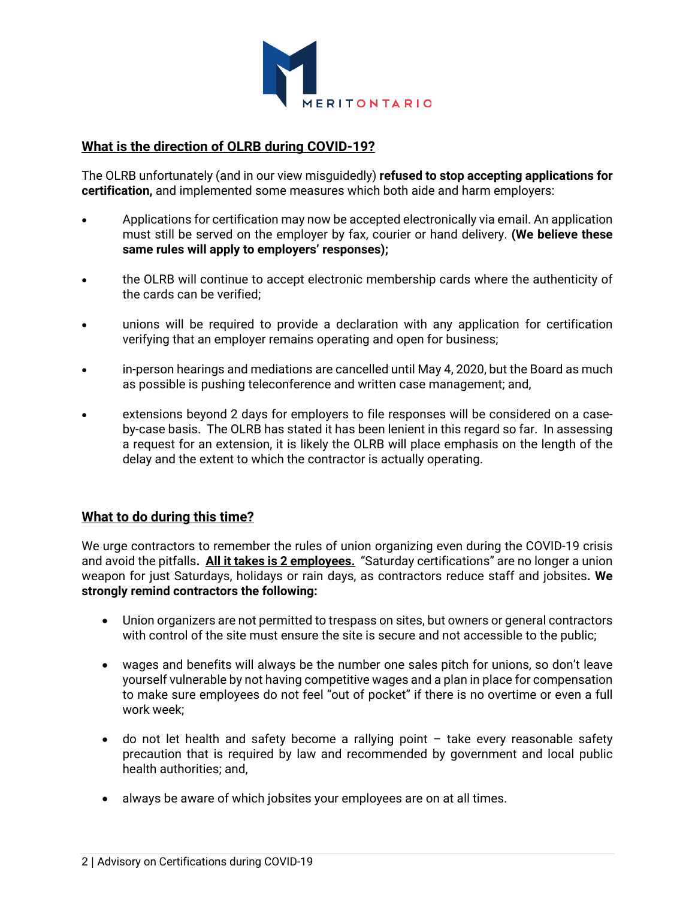## What is the direction of OLRB during COVID-19?

The OLRB unfortunately (and in our view misguidedly) **refused to stop accepting applications for certification,** and implemented some measures which both aide and harm employers:

- Applications for certification may now be accepted electronically via email. An application must still be served on the employer by fax, courier or hand delivery. **(We believe these same rules will apply to employers' responses);**
- the OLRB will continue to accept electronic membership cards where the authenticity of the cards can be verified;
- unions will be required to provide a declaration with any application for certification verifying that an employer remains operating and open for business;
- in-person hearings and mediations are cancelled until May 4, 2020, but the Board as much as possible is pushing teleconference and written case management; and,
- extensions beyond 2 days for employers to file responses will be considered on a case-by-case basis. The OLRB has stated it has been lenient in this regard so far. In assessing a request for an extension, it is likely the OLRB will place emphasis on the length of the delay and the extent to which the contractor is actually operating.

## What to do during this time?

We urge contractors to remember the rules of union organizing even during the COVID-19 crisis and avoid the pitfalls**. <u>All it takes is 2 employees.</u>** "Saturday certifications" are no longer a union weapon for just Saturdays, holidays or rain days, as contractors reduce staff and jobsites**. We strongly remind contractors the following:**

- Union organizers are not permitted to trespass on sites, but owners or general contractors with control of the site must ensure the site is secure and not accessible to the public;
- wages and benefits will always be the number one sales pitch for unions, so don't leave yourself vulnerable by not having competitive wages and a plan in place for compensation to make sure employees do not feel "out of pocket" if there is no overtime or even a full work week;
- do not let health and safety become a rallying point – take every reasonable safety precaution that is required by law and recommended by government and local public health authorities; and,
- always be aware of which jobsites your employees are on at all times.